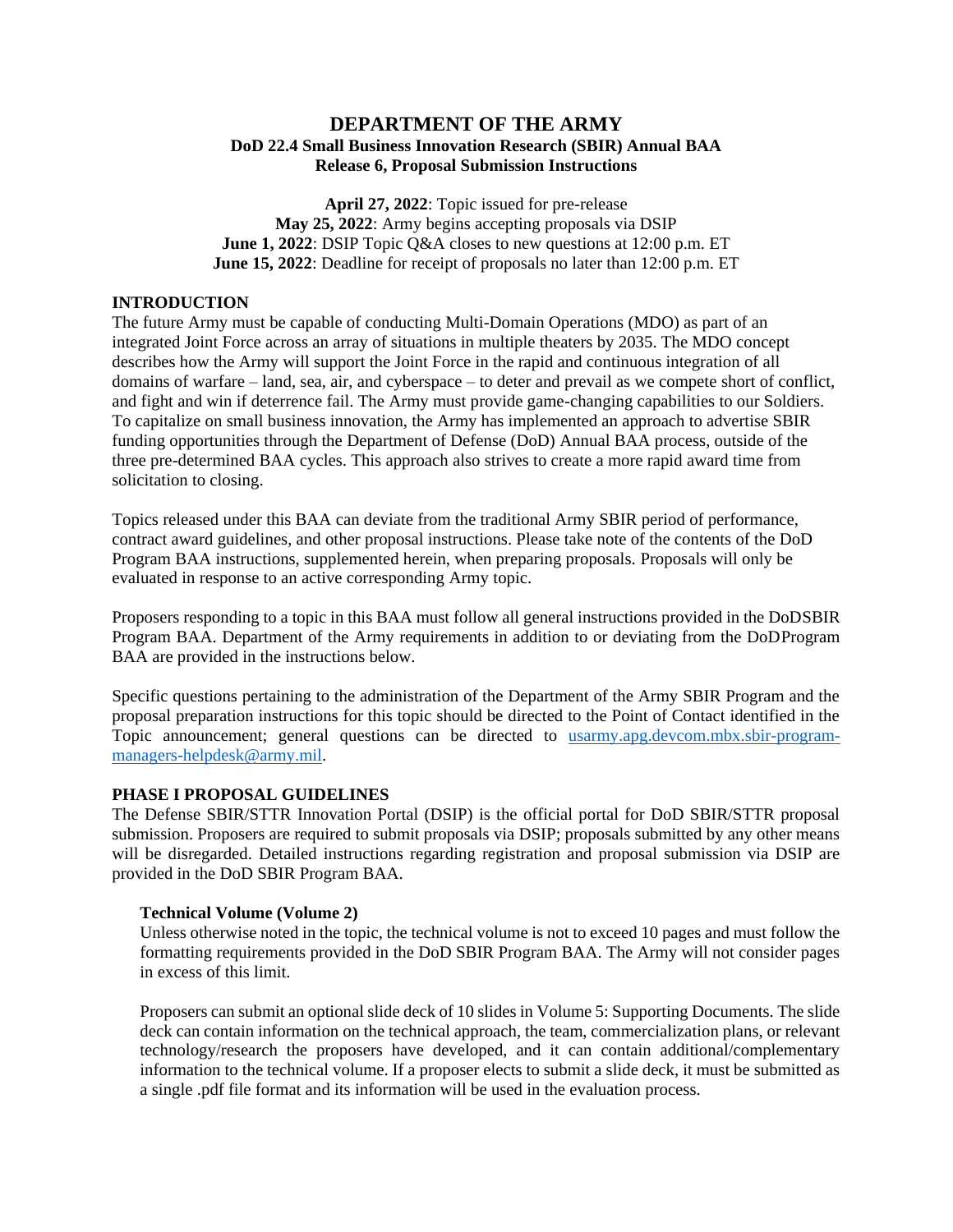# DEPARTMENT OF THE ARMY

## DoD 22.4 Small Business Innovation Research (SBIR) Annual BAA Release 6, Proposal Submission Instructions

**April 27, 2022**: Topic issued for pre-release
**May 25, 2022**: Army begins accepting proposals via DSIP
**June 1, 2022**: DSIP Topic Q&A closes to new questions at 12:00 p.m. ET
**June 15, 2022**: Deadline for receipt of proposals no later than 12:00 p.m. ET

### INTRODUCTION

The future Army must be capable of conducting Multi-Domain Operations (MDO) as part of an integrated Joint Force across an array of situations in multiple theaters by 2035. The MDO concept describes how the Army will support the Joint Force in the rapid and continuous integration of all domains of warfare – land, sea, air, and cyberspace – to deter and prevail as we compete short of conflict, and fight and win if deterrence fail. The Army must provide game-changing capabilities to our Soldiers. To capitalize on small business innovation, the Army has implemented an approach to advertise SBIR funding opportunities through the Department of Defense (DoD) Annual BAA process, outside of the three pre-determined BAA cycles. This approach also strives to create a more rapid award time from solicitation to closing.

Topics released under this BAA can deviate from the traditional Army SBIR period of performance, contract award guidelines, and other proposal instructions. Please take note of the contents of the DoD Program BAA instructions, supplemented herein, when preparing proposals. Proposals will only be evaluated in response to an active corresponding Army topic.

Proposers responding to a topic in this BAA must follow all general instructions provided in the DoDSBIR Program BAA. Department of the Army requirements in addition to or deviating from the DoDProgram BAA are provided in the instructions below.

Specific questions pertaining to the administration of the Department of the Army SBIR Program and the proposal preparation instructions for this topic should be directed to the Point of Contact identified in the Topic announcement; general questions can be directed to usarmy.apg.devcom.mbx.sbir-program-managers-helpdesk@army.mil.

### PHASE I PROPOSAL GUIDELINES

The Defense SBIR/STTR Innovation Portal (DSIP) is the official portal for DoD SBIR/STTR proposal submission. Proposers are required to submit proposals via DSIP; proposals submitted by any other means will be disregarded. Detailed instructions regarding registration and proposal submission via DSIP are provided in the DoD SBIR Program BAA.

#### Technical Volume (Volume 2)

Unless otherwise noted in the topic, the technical volume is not to exceed 10 pages and must follow the formatting requirements provided in the DoD SBIR Program BAA. The Army will not consider pages in excess of this limit.

Proposers can submit an optional slide deck of 10 slides in Volume 5: Supporting Documents. The slide deck can contain information on the technical approach, the team, commercialization plans, or relevant technology/research the proposers have developed, and it can contain additional/complementary information to the technical volume. If a proposer elects to submit a slide deck, it must be submitted as a single .pdf file format and its information will be used in the evaluation process.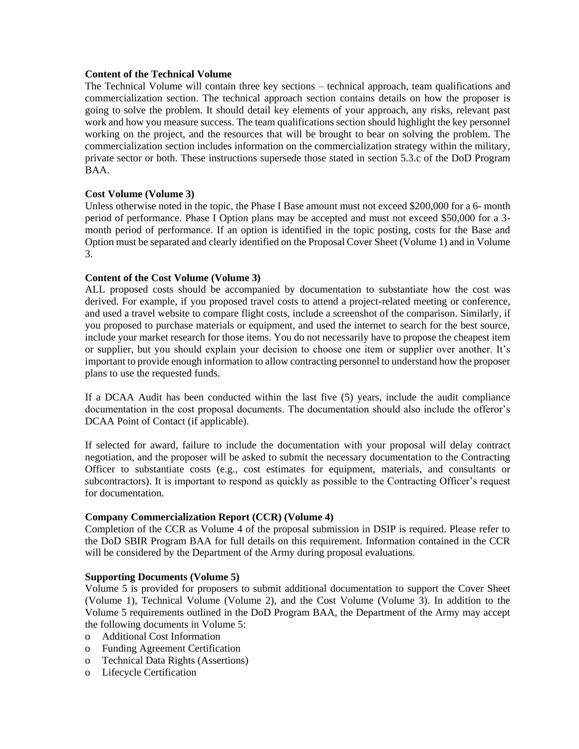**Content of the Technical Volume**

The Technical Volume will contain three key sections – technical approach, team qualifications and commercialization section. The technical approach section contains details on how the proposer is going to solve the problem. It should detail key elements of your approach, any risks, relevant past work and how you measure success. The team qualifications section should highlight the key personnel working on the project, and the resources that will be brought to bear on solving the problem. The commercialization section includes information on the commercialization strategy within the military, private sector or both. These instructions supersede those stated in section 5.3.c of the DoD Program BAA.

**Cost Volume (Volume 3)**

Unless otherwise noted in the topic, the Phase I Base amount must not exceed $200,000 for a 6- month period of performance. Phase I Option plans may be accepted and must not exceed $50,000 for a 3-month period of performance. If an option is identified in the topic posting, costs for the Base and Option must be separated and clearly identified on the Proposal Cover Sheet (Volume 1) and in Volume 3.

**Content of the Cost Volume (Volume 3)**

ALL proposed costs should be accompanied by documentation to substantiate how the cost was derived. For example, if you proposed travel costs to attend a project-related meeting or conference, and used a travel website to compare flight costs, include a screenshot of the comparison. Similarly, if you proposed to purchase materials or equipment, and used the internet to search for the best source, include your market research for those items. You do not necessarily have to propose the cheapest item or supplier, but you should explain your decision to choose one item or supplier over another. It's important to provide enough information to allow contracting personnel to understand how the proposer plans to use the requested funds.

If a DCAA Audit has been conducted within the last five (5) years, include the audit compliance documentation in the cost proposal documents. The documentation should also include the offeror's DCAA Point of Contact (if applicable).

If selected for award, failure to include the documentation with your proposal will delay contract negotiation, and the proposer will be asked to submit the necessary documentation to the Contracting Officer to substantiate costs (e.g., cost estimates for equipment, materials, and consultants or subcontractors). It is important to respond as quickly as possible to the Contracting Officer's request for documentation.

**Company Commercialization Report (CCR) (Volume 4)**

Completion of the CCR as Volume 4 of the proposal submission in DSIP is required. Please refer to the DoD SBIR Program BAA for full details on this requirement. Information contained in the CCR will be considered by the Department of the Army during proposal evaluations.

**Supporting Documents (Volume 5)**

Volume 5 is provided for proposers to submit additional documentation to support the Cover Sheet (Volume 1), Technical Volume (Volume 2), and the Cost Volume (Volume 3). In addition to the Volume 5 requirements outlined in the DoD Program BAA, the Department of the Army may accept the following documents in Volume 5:

- Additional Cost Information
- Funding Agreement Certification
- Technical Data Rights (Assertions)
- Lifecycle Certification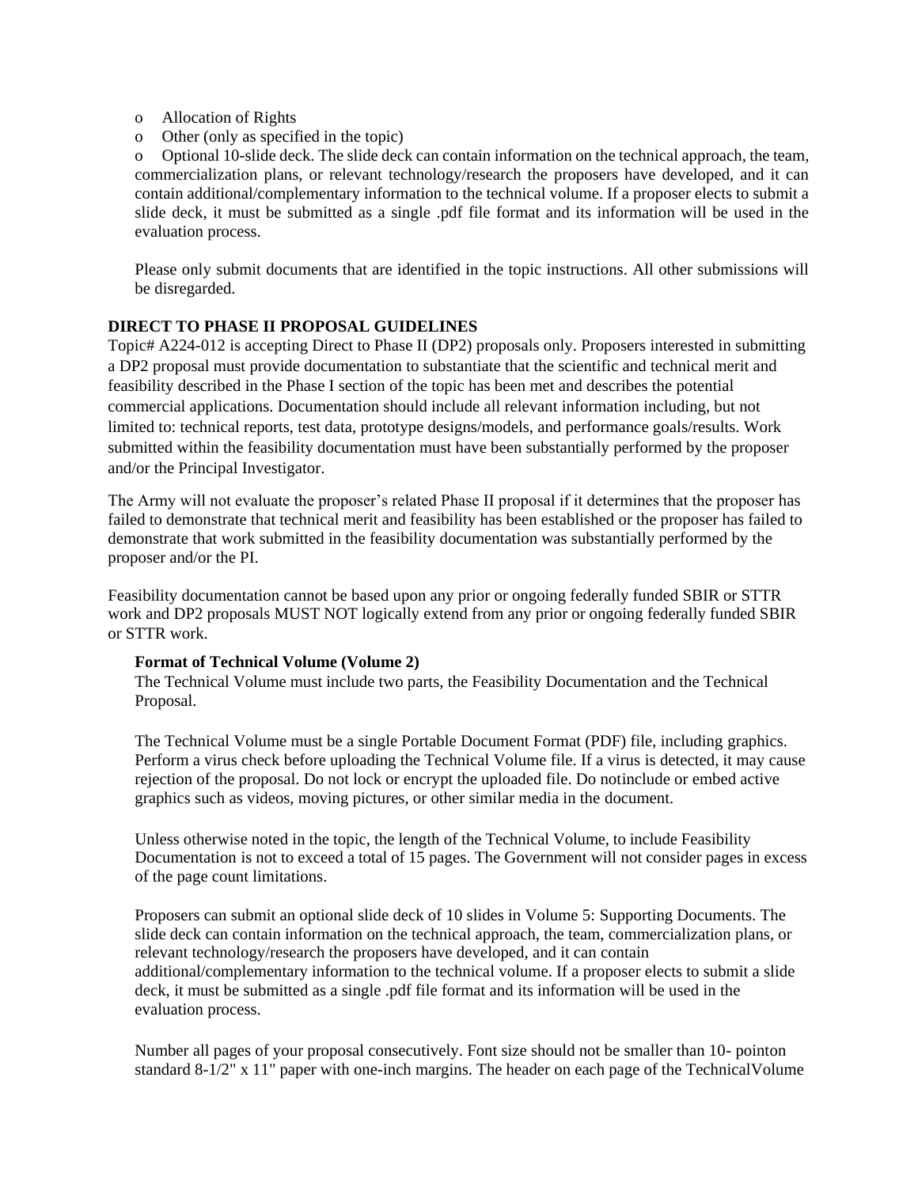- Allocation of Rights
- Other (only as specified in the topic)
- Optional 10-slide deck. The slide deck can contain information on the technical approach, the team, commercialization plans, or relevant technology/research the proposers have developed, and it can contain additional/complementary information to the technical volume. If a proposer elects to submit a slide deck, it must be submitted as a single .pdf file format and its information will be used in the evaluation process.

Please only submit documents that are identified in the topic instructions. All other submissions will be disregarded.

**DIRECT TO PHASE II PROPOSAL GUIDELINES**

Topic# A224-012 is accepting Direct to Phase II (DP2) proposals only. Proposers interested in submitting a DP2 proposal must provide documentation to substantiate that the scientific and technical merit and feasibility described in the Phase I section of the topic has been met and describes the potential commercial applications. Documentation should include all relevant information including, but not limited to: technical reports, test data, prototype designs/models, and performance goals/results. Work submitted within the feasibility documentation must have been substantially performed by the proposer and/or the Principal Investigator.

The Army will not evaluate the proposer's related Phase II proposal if it determines that the proposer has failed to demonstrate that technical merit and feasibility has been established or the proposer has failed to demonstrate that work submitted in the feasibility documentation was substantially performed by the proposer and/or the PI.

Feasibility documentation cannot be based upon any prior or ongoing federally funded SBIR or STTR work and DP2 proposals MUST NOT logically extend from any prior or ongoing federally funded SBIR or STTR work.

**Format of Technical Volume (Volume 2)**

The Technical Volume must include two parts, the Feasibility Documentation and the Technical Proposal.

The Technical Volume must be a single Portable Document Format (PDF) file, including graphics. Perform a virus check before uploading the Technical Volume file. If a virus is detected, it may cause rejection of the proposal. Do not lock or encrypt the uploaded file. Do notinclude or embed active graphics such as videos, moving pictures, or other similar media in the document.

Unless otherwise noted in the topic, the length of the Technical Volume, to include Feasibility Documentation is not to exceed a total of 15 pages. The Government will not consider pages in excess of the page count limitations.

Proposers can submit an optional slide deck of 10 slides in Volume 5: Supporting Documents. The slide deck can contain information on the technical approach, the team, commercialization plans, or relevant technology/research the proposers have developed, and it can contain additional/complementary information to the technical volume. If a proposer elects to submit a slide deck, it must be submitted as a single .pdf file format and its information will be used in the evaluation process.

Number all pages of your proposal consecutively. Font size should not be smaller than 10- pointon standard 8-1/2" x 11" paper with one-inch margins. The header on each page of the TechnicalVolume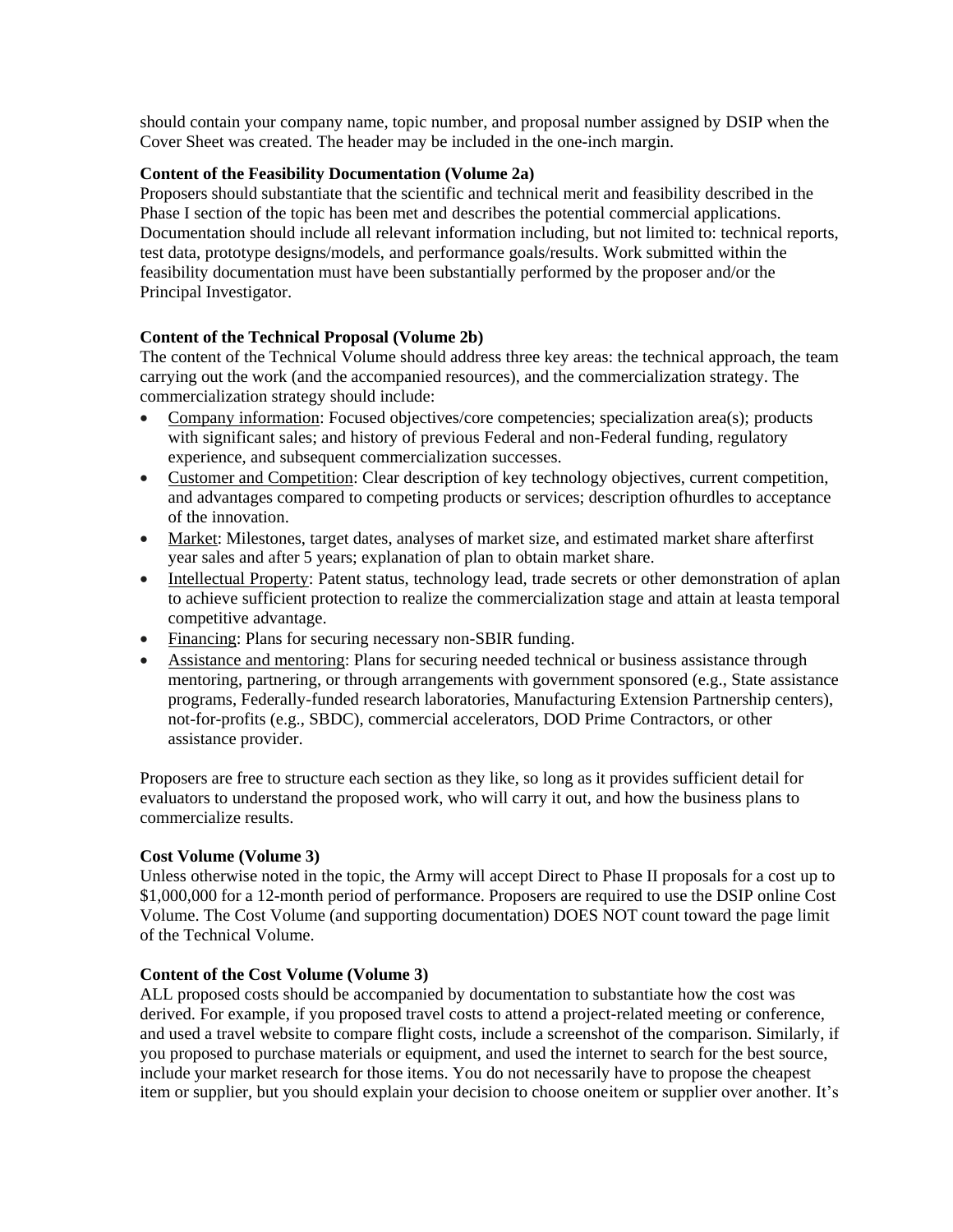should contain your company name, topic number, and proposal number assigned by DSIP when the Cover Sheet was created. The header may be included in the one-inch margin.

**Content of the Feasibility Documentation (Volume 2a)**

Proposers should substantiate that the scientific and technical merit and feasibility described in the Phase I section of the topic has been met and describes the potential commercial applications. Documentation should include all relevant information including, but not limited to: technical reports, test data, prototype designs/models, and performance goals/results. Work submitted within the feasibility documentation must have been substantially performed by the proposer and/or the Principal Investigator.

**Content of the Technical Proposal (Volume 2b)**

The content of the Technical Volume should address three key areas: the technical approach, the team carrying out the work (and the accompanied resources), and the commercialization strategy. The commercialization strategy should include:

- Company information: Focused objectives/core competencies; specialization area(s); products with significant sales; and history of previous Federal and non-Federal funding, regulatory experience, and subsequent commercialization successes.
- Customer and Competition: Clear description of key technology objectives, current competition, and advantages compared to competing products or services; description ofhurdles to acceptance of the innovation.
- Market: Milestones, target dates, analyses of market size, and estimated market share afterfirst year sales and after 5 years; explanation of plan to obtain market share.
- Intellectual Property: Patent status, technology lead, trade secrets or other demonstration of aplan to achieve sufficient protection to realize the commercialization stage and attain at leasta temporal competitive advantage.
- Financing: Plans for securing necessary non-SBIR funding.
- Assistance and mentoring: Plans for securing needed technical or business assistance through mentoring, partnering, or through arrangements with government sponsored (e.g., State assistance programs, Federally-funded research laboratories, Manufacturing Extension Partnership centers), not-for-profits (e.g., SBDC), commercial accelerators, DOD Prime Contractors, or other assistance provider.

Proposers are free to structure each section as they like, so long as it provides sufficient detail for evaluators to understand the proposed work, who will carry it out, and how the business plans to commercialize results.

**Cost Volume (Volume 3)**

Unless otherwise noted in the topic, the Army will accept Direct to Phase II proposals for a cost up to $1,000,000 for a 12-month period of performance. Proposers are required to use the DSIP online Cost Volume. The Cost Volume (and supporting documentation) DOES NOT count toward the page limit of the Technical Volume.

**Content of the Cost Volume (Volume 3)**

ALL proposed costs should be accompanied by documentation to substantiate how the cost was derived. For example, if you proposed travel costs to attend a project-related meeting or conference, and used a travel website to compare flight costs, include a screenshot of the comparison. Similarly, if you proposed to purchase materials or equipment, and used the internet to search for the best source, include your market research for those items. You do not necessarily have to propose the cheapest item or supplier, but you should explain your decision to choose oneitem or supplier over another. It's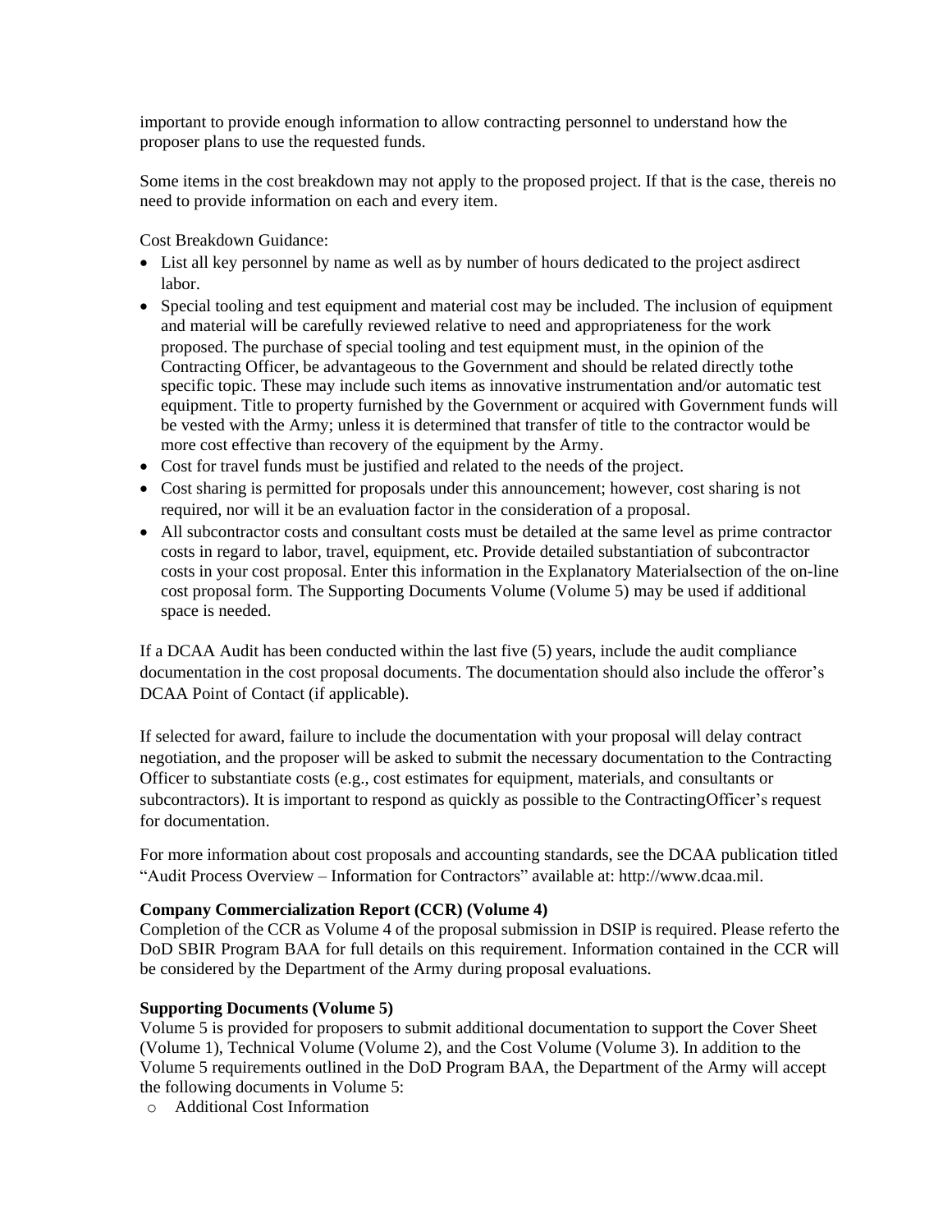important to provide enough information to allow contracting personnel to understand how the proposer plans to use the requested funds.

Some items in the cost breakdown may not apply to the proposed project. If that is the case, thereis no need to provide information on each and every item.

Cost Breakdown Guidance:

- List all key personnel by name as well as by number of hours dedicated to the project asdirect labor.
- Special tooling and test equipment and material cost may be included. The inclusion of equipment and material will be carefully reviewed relative to need and appropriateness for the work proposed. The purchase of special tooling and test equipment must, in the opinion of the Contracting Officer, be advantageous to the Government and should be related directly tothe specific topic. These may include such items as innovative instrumentation and/or automatic test equipment. Title to property furnished by the Government or acquired with Government funds will be vested with the Army; unless it is determined that transfer of title to the contractor would be more cost effective than recovery of the equipment by the Army.
- Cost for travel funds must be justified and related to the needs of the project.
- Cost sharing is permitted for proposals under this announcement; however, cost sharing is not required, nor will it be an evaluation factor in the consideration of a proposal.
- All subcontractor costs and consultant costs must be detailed at the same level as prime contractor costs in regard to labor, travel, equipment, etc. Provide detailed substantiation of subcontractor costs in your cost proposal. Enter this information in the Explanatory Materialsection of the on-line cost proposal form. The Supporting Documents Volume (Volume 5) may be used if additional space is needed.

If a DCAA Audit has been conducted within the last five (5) years, include the audit compliance documentation in the cost proposal documents. The documentation should also include the offeror's DCAA Point of Contact (if applicable).

If selected for award, failure to include the documentation with your proposal will delay contract negotiation, and the proposer will be asked to submit the necessary documentation to the Contracting Officer to substantiate costs (e.g., cost estimates for equipment, materials, and consultants or subcontractors). It is important to respond as quickly as possible to the ContractingOfficer's request for documentation.

For more information about cost proposals and accounting standards, see the DCAA publication titled "Audit Process Overview – Information for Contractors" available at: http://www.dcaa.mil.

**Company Commercialization Report (CCR) (Volume 4)**
Completion of the CCR as Volume 4 of the proposal submission in DSIP is required. Please referto the DoD SBIR Program BAA for full details on this requirement. Information contained in the CCR will be considered by the Department of the Army during proposal evaluations.

**Supporting Documents (Volume 5)**
Volume 5 is provided for proposers to submit additional documentation to support the Cover Sheet (Volume 1), Technical Volume (Volume 2), and the Cost Volume (Volume 3). In addition to the Volume 5 requirements outlined in the DoD Program BAA, the Department of the Army will accept the following documents in Volume 5:

- Additional Cost Information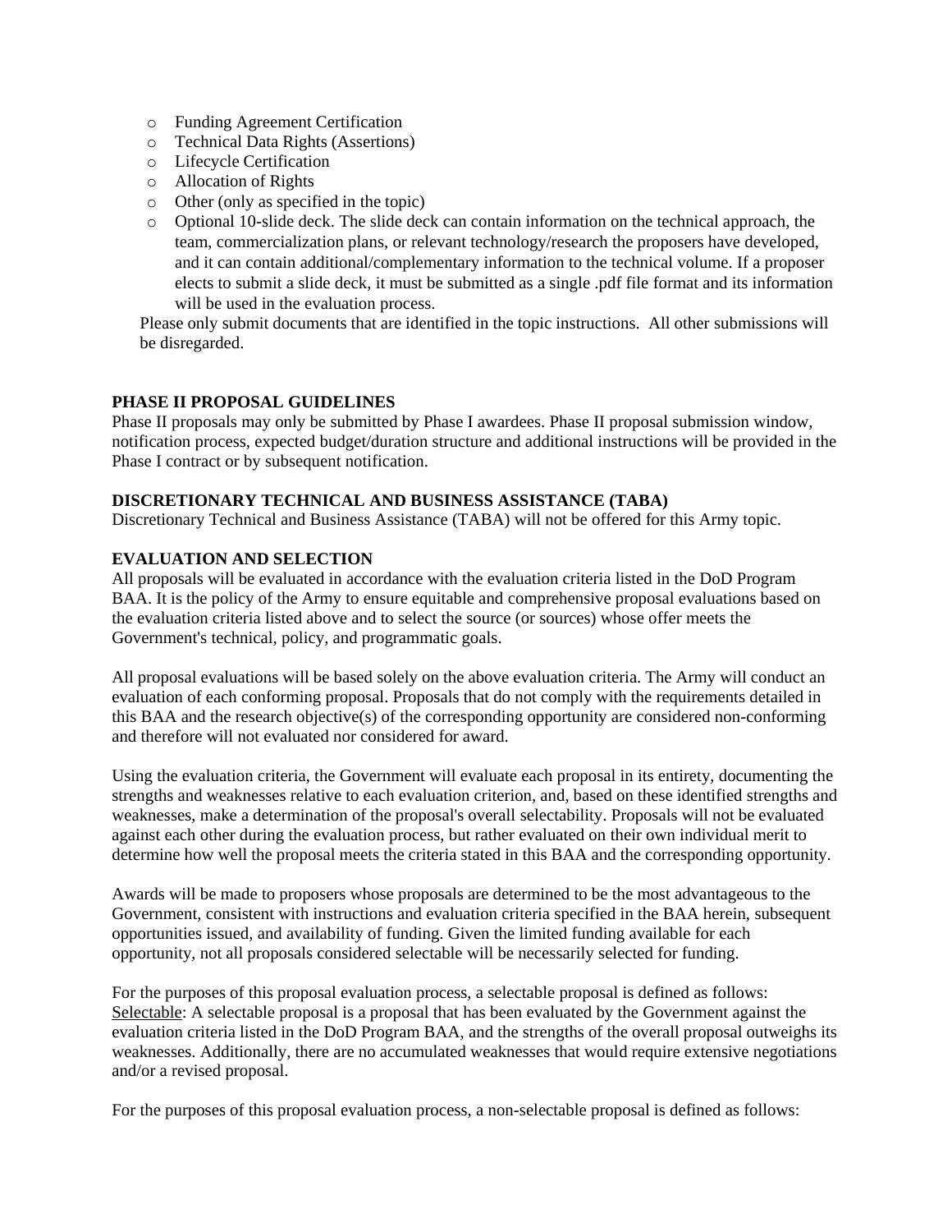- Funding Agreement Certification
- Technical Data Rights (Assertions)
- Lifecycle Certification
- Allocation of Rights
- Other (only as specified in the topic)
- Optional 10-slide deck. The slide deck can contain information on the technical approach, the team, commercialization plans, or relevant technology/research the proposers have developed, and it can contain additional/complementary information to the technical volume. If a proposer elects to submit a slide deck, it must be submitted as a single .pdf file format and its information will be used in the evaluation process.

Please only submit documents that are identified in the topic instructions. All other submissions will be disregarded.

**PHASE II PROPOSAL GUIDELINES**

Phase II proposals may only be submitted by Phase I awardees. Phase II proposal submission window, notification process, expected budget/duration structure and additional instructions will be provided in the Phase I contract or by subsequent notification.

**DISCRETIONARY TECHNICAL AND BUSINESS ASSISTANCE (TABA)**

Discretionary Technical and Business Assistance (TABA) will not be offered for this Army topic.

**EVALUATION AND SELECTION**

All proposals will be evaluated in accordance with the evaluation criteria listed in the DoD Program BAA. It is the policy of the Army to ensure equitable and comprehensive proposal evaluations based on the evaluation criteria listed above and to select the source (or sources) whose offer meets the Government's technical, policy, and programmatic goals.

All proposal evaluations will be based solely on the above evaluation criteria. The Army will conduct an evaluation of each conforming proposal. Proposals that do not comply with the requirements detailed in this BAA and the research objective(s) of the corresponding opportunity are considered non-conforming and therefore will not evaluated nor considered for award.

Using the evaluation criteria, the Government will evaluate each proposal in its entirety, documenting the strengths and weaknesses relative to each evaluation criterion, and, based on these identified strengths and weaknesses, make a determination of the proposal's overall selectability. Proposals will not be evaluated against each other during the evaluation process, but rather evaluated on their own individual merit to determine how well the proposal meets the criteria stated in this BAA and the corresponding opportunity.

Awards will be made to proposers whose proposals are determined to be the most advantageous to the Government, consistent with instructions and evaluation criteria specified in the BAA herein, subsequent opportunities issued, and availability of funding. Given the limited funding available for each opportunity, not all proposals considered selectable will be necessarily selected for funding.

For the purposes of this proposal evaluation process, a selectable proposal is defined as follows:
Selectable: A selectable proposal is a proposal that has been evaluated by the Government against the evaluation criteria listed in the DoD Program BAA, and the strengths of the overall proposal outweighs its weaknesses. Additionally, there are no accumulated weaknesses that would require extensive negotiations and/or a revised proposal.

For the purposes of this proposal evaluation process, a non-selectable proposal is defined as follows: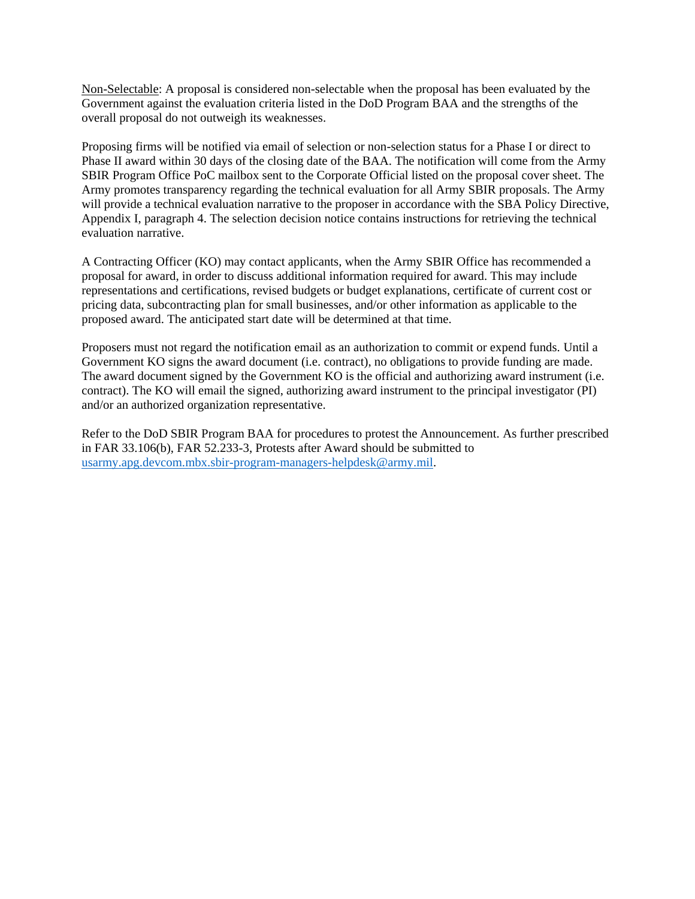<u>Non-Selectable</u>: A proposal is considered non-selectable when the proposal has been evaluated by the Government against the evaluation criteria listed in the DoD Program BAA and the strengths of the overall proposal do not outweigh its weaknesses.

Proposing firms will be notified via email of selection or non-selection status for a Phase I or direct to Phase II award within 30 days of the closing date of the BAA. The notification will come from the Army SBIR Program Office PoC mailbox sent to the Corporate Official listed on the proposal cover sheet. The Army promotes transparency regarding the technical evaluation for all Army SBIR proposals. The Army will provide a technical evaluation narrative to the proposer in accordance with the SBA Policy Directive, Appendix I, paragraph 4. The selection decision notice contains instructions for retrieving the technical evaluation narrative.

A Contracting Officer (KO) may contact applicants, when the Army SBIR Office has recommended a proposal for award, in order to discuss additional information required for award. This may include representations and certifications, revised budgets or budget explanations, certificate of current cost or pricing data, subcontracting plan for small businesses, and/or other information as applicable to the proposed award. The anticipated start date will be determined at that time.

Proposers must not regard the notification email as an authorization to commit or expend funds. Until a Government KO signs the award document (i.e. contract), no obligations to provide funding are made. The award document signed by the Government KO is the official and authorizing award instrument (i.e. contract). The KO will email the signed, authorizing award instrument to the principal investigator (PI) and/or an authorized organization representative.

Refer to the DoD SBIR Program BAA for procedures to protest the Announcement. As further prescribed in FAR 33.106(b), FAR 52.233-3, Protests after Award should be submitted to usarmy.apg.devcom.mbx.sbir-program-managers-helpdesk@army.mil.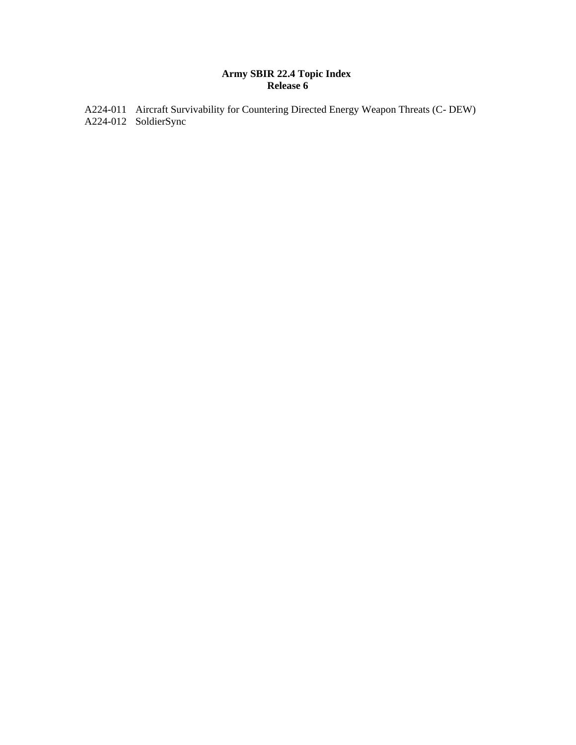# Army SBIR 22.4 Topic Index
## Release 6

A224-011 Aircraft Survivability for Countering Directed Energy Weapon Threats (C- DEW)
A224-012 SoldierSync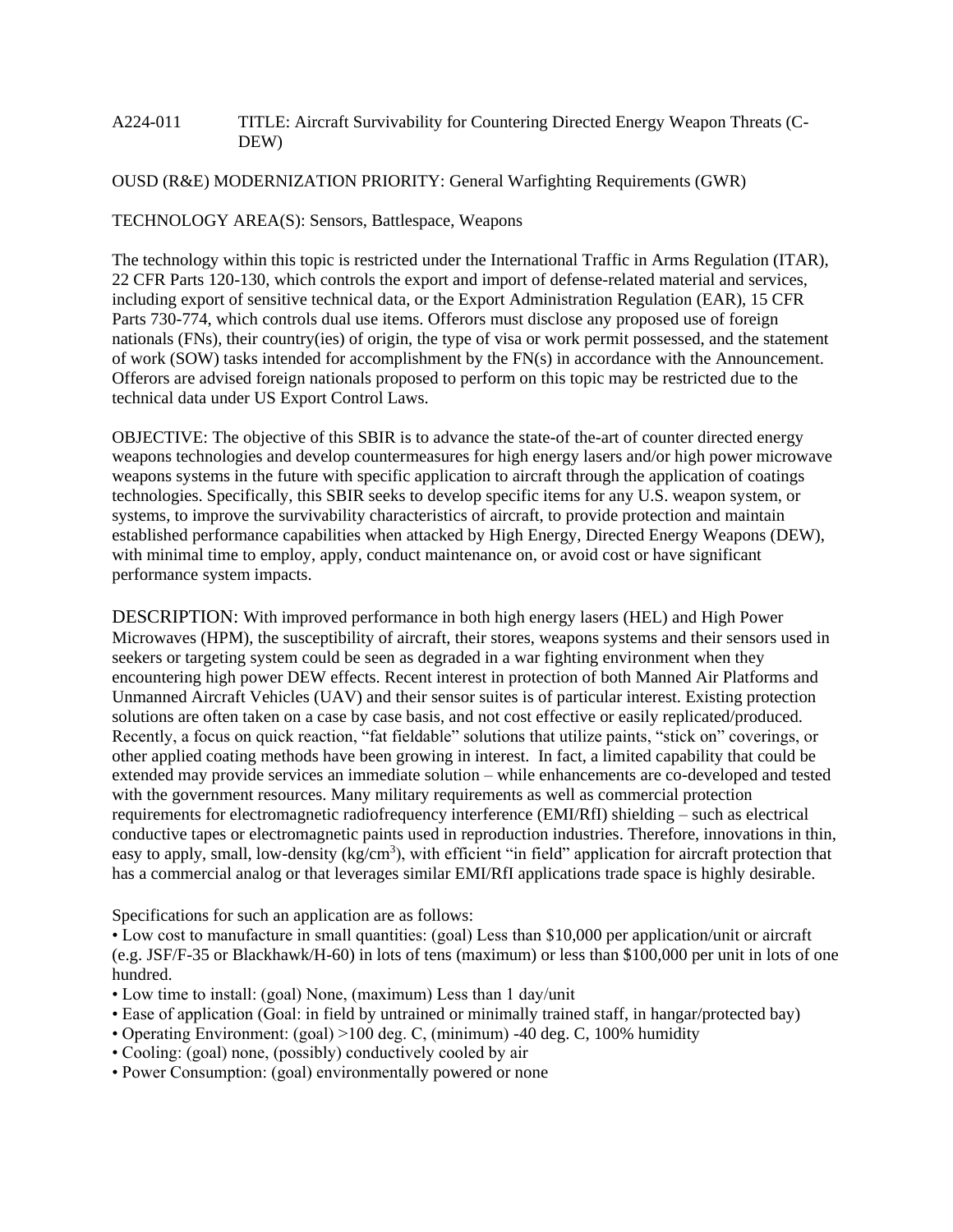A224-011 TITLE: Aircraft Survivability for Countering Directed Energy Weapon Threats (C-DEW)

OUSD (R&E) MODERNIZATION PRIORITY: General Warfighting Requirements (GWR)

TECHNOLOGY AREA(S): Sensors, Battlespace, Weapons

The technology within this topic is restricted under the International Traffic in Arms Regulation (ITAR), 22 CFR Parts 120-130, which controls the export and import of defense-related material and services, including export of sensitive technical data, or the Export Administration Regulation (EAR), 15 CFR Parts 730-774, which controls dual use items. Offerors must disclose any proposed use of foreign nationals (FNs), their country(ies) of origin, the type of visa or work permit possessed, and the statement of work (SOW) tasks intended for accomplishment by the FN(s) in accordance with the Announcement. Offerors are advised foreign nationals proposed to perform on this topic may be restricted due to the technical data under US Export Control Laws.

OBJECTIVE: The objective of this SBIR is to advance the state-of the-art of counter directed energy weapons technologies and develop countermeasures for high energy lasers and/or high power microwave weapons systems in the future with specific application to aircraft through the application of coatings technologies. Specifically, this SBIR seeks to develop specific items for any U.S. weapon system, or systems, to improve the survivability characteristics of aircraft, to provide protection and maintain established performance capabilities when attacked by High Energy, Directed Energy Weapons (DEW), with minimal time to employ, apply, conduct maintenance on, or avoid cost or have significant performance system impacts.

DESCRIPTION: With improved performance in both high energy lasers (HEL) and High Power Microwaves (HPM), the susceptibility of aircraft, their stores, weapons systems and their sensors used in seekers or targeting system could be seen as degraded in a war fighting environment when they encountering high power DEW effects. Recent interest in protection of both Manned Air Platforms and Unmanned Aircraft Vehicles (UAV) and their sensor suites is of particular interest. Existing protection solutions are often taken on a case by case basis, and not cost effective or easily replicated/produced. Recently, a focus on quick reaction, "fat fieldable" solutions that utilize paints, "stick on" coverings, or other applied coating methods have been growing in interest. In fact, a limited capability that could be extended may provide services an immediate solution – while enhancements are co-developed and tested with the government resources. Many military requirements as well as commercial protection requirements for electromagnetic radiofrequency interference (EMI/RfI) shielding – such as electrical conductive tapes or electromagnetic paints used in reproduction industries. Therefore, innovations in thin, easy to apply, small, low-density ($kg/cm^3$), with efficient "in field" application for aircraft protection that has a commercial analog or that leverages similar EMI/RfI applications trade space is highly desirable.

Specifications for such an application are as follows:

- Low cost to manufacture in small quantities: (goal) Less than $10,000 per application/unit or aircraft (e.g. JSF/F-35 or Blackhawk/H-60) in lots of tens (maximum) or less than $100,000 per unit in lots of one hundred.
- Low time to install: (goal) None, (maximum) Less than 1 day/unit
- Ease of application (Goal: in field by untrained or minimally trained staff, in hangar/protected bay)
- Operating Environment: (goal) >100 deg. C, (minimum) -40 deg. C, 100% humidity
- Cooling: (goal) none, (possibly) conductively cooled by air
- Power Consumption: (goal) environmentally powered or none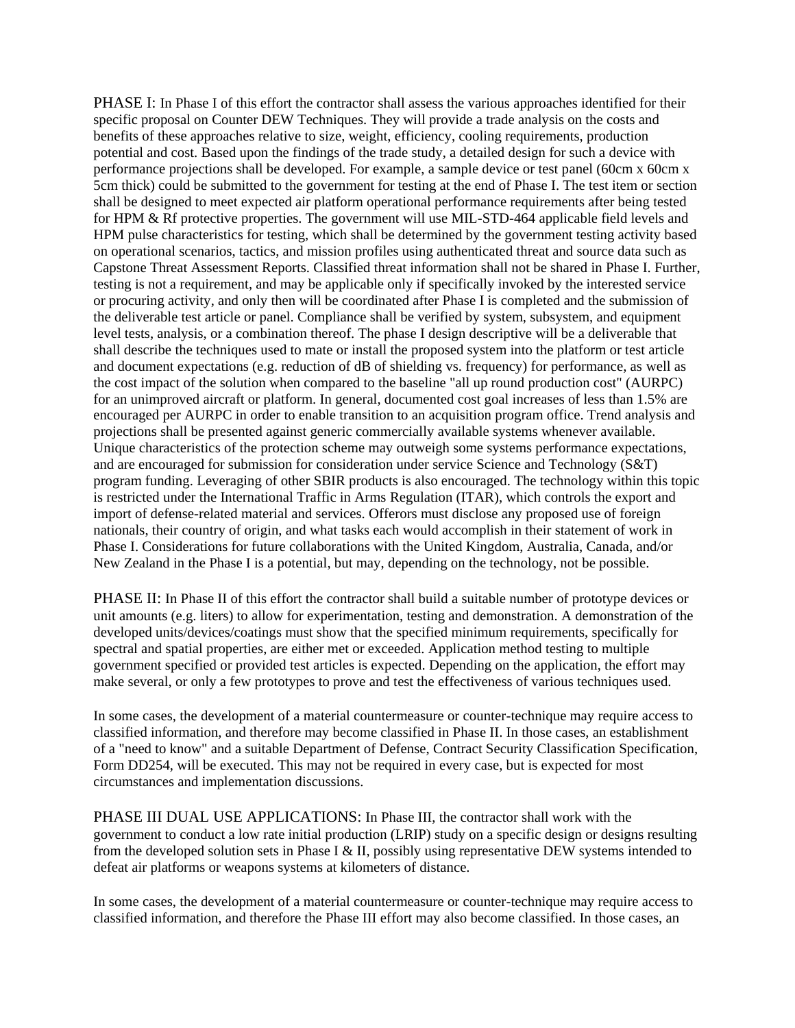PHASE I: In Phase I of this effort the contractor shall assess the various approaches identified for their specific proposal on Counter DEW Techniques. They will provide a trade analysis on the costs and benefits of these approaches relative to size, weight, efficiency, cooling requirements, production potential and cost. Based upon the findings of the trade study, a detailed design for such a device with performance projections shall be developed. For example, a sample device or test panel (60cm x 60cm x 5cm thick) could be submitted to the government for testing at the end of Phase I. The test item or section shall be designed to meet expected air platform operational performance requirements after being tested for HPM & Rf protective properties. The government will use MIL-STD-464 applicable field levels and HPM pulse characteristics for testing, which shall be determined by the government testing activity based on operational scenarios, tactics, and mission profiles using authenticated threat and source data such as Capstone Threat Assessment Reports. Classified threat information shall not be shared in Phase I. Further, testing is not a requirement, and may be applicable only if specifically invoked by the interested service or procuring activity, and only then will be coordinated after Phase I is completed and the submission of the deliverable test article or panel. Compliance shall be verified by system, subsystem, and equipment level tests, analysis, or a combination thereof. The phase I design descriptive will be a deliverable that shall describe the techniques used to mate or install the proposed system into the platform or test article and document expectations (e.g. reduction of dB of shielding vs. frequency) for performance, as well as the cost impact of the solution when compared to the baseline "all up round production cost" (AURPC) for an unimproved aircraft or platform. In general, documented cost goal increases of less than 1.5% are encouraged per AURPC in order to enable transition to an acquisition program office. Trend analysis and projections shall be presented against generic commercially available systems whenever available. Unique characteristics of the protection scheme may outweigh some systems performance expectations, and are encouraged for submission for consideration under service Science and Technology (S&T) program funding. Leveraging of other SBIR products is also encouraged. The technology within this topic is restricted under the International Traffic in Arms Regulation (ITAR), which controls the export and import of defense-related material and services. Offerors must disclose any proposed use of foreign nationals, their country of origin, and what tasks each would accomplish in their statement of work in Phase I. Considerations for future collaborations with the United Kingdom, Australia, Canada, and/or New Zealand in the Phase I is a potential, but may, depending on the technology, not be possible.

PHASE II: In Phase II of this effort the contractor shall build a suitable number of prototype devices or unit amounts (e.g. liters) to allow for experimentation, testing and demonstration. A demonstration of the developed units/devices/coatings must show that the specified minimum requirements, specifically for spectral and spatial properties, are either met or exceeded. Application method testing to multiple government specified or provided test articles is expected. Depending on the application, the effort may make several, or only a few prototypes to prove and test the effectiveness of various techniques used.

In some cases, the development of a material countermeasure or counter-technique may require access to classified information, and therefore may become classified in Phase II. In those cases, an establishment of a "need to know" and a suitable Department of Defense, Contract Security Classification Specification, Form DD254, will be executed. This may not be required in every case, but is expected for most circumstances and implementation discussions.

PHASE III DUAL USE APPLICATIONS: In Phase III, the contractor shall work with the government to conduct a low rate initial production (LRIP) study on a specific design or designs resulting from the developed solution sets in Phase I & II, possibly using representative DEW systems intended to defeat air platforms or weapons systems at kilometers of distance.

In some cases, the development of a material countermeasure or counter-technique may require access to classified information, and therefore the Phase III effort may also become classified. In those cases, an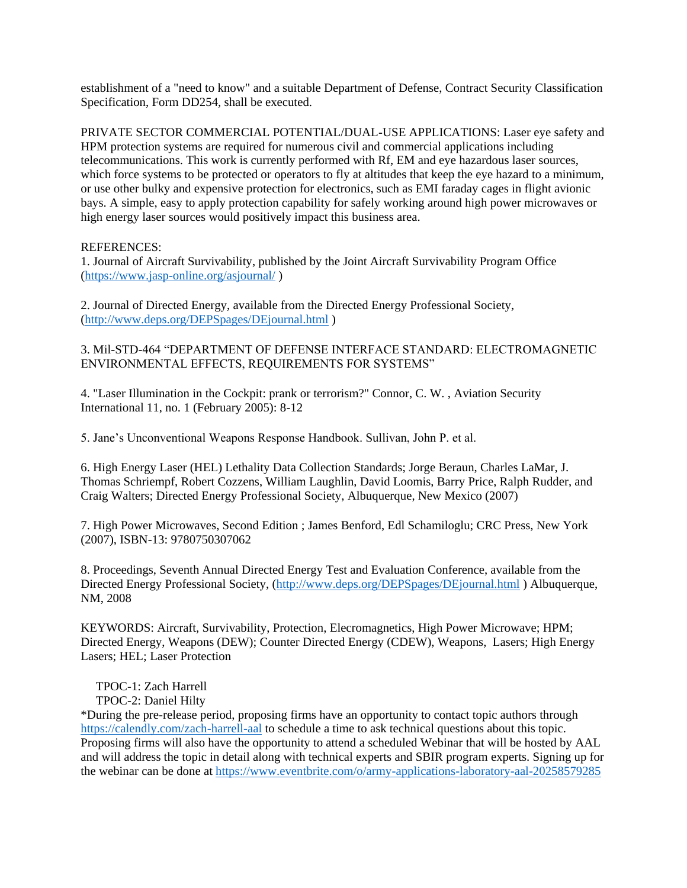establishment of a "need to know" and a suitable Department of Defense, Contract Security Classification Specification, Form DD254, shall be executed.

PRIVATE SECTOR COMMERCIAL POTENTIAL/DUAL-USE APPLICATIONS: Laser eye safety and HPM protection systems are required for numerous civil and commercial applications including telecommunications. This work is currently performed with Rf, EM and eye hazardous laser sources, which force systems to be protected or operators to fly at altitudes that keep the eye hazard to a minimum, or use other bulky and expensive protection for electronics, such as EMI faraday cages in flight avionic bays. A simple, easy to apply protection capability for safely working around high power microwaves or high energy laser sources would positively impact this business area.

REFERENCES:

1. Journal of Aircraft Survivability, published by the Joint Aircraft Survivability Program Office (https://www.jasp-online.org/asjournal/ )

2. Journal of Directed Energy, available from the Directed Energy Professional Society, (http://www.deps.org/DEPSpages/DEjournal.html )

3. Mil-STD-464 “DEPARTMENT OF DEFENSE INTERFACE STANDARD: ELECTROMAGNETIC ENVIRONMENTAL EFFECTS, REQUIREMENTS FOR SYSTEMS”

4. "Laser Illumination in the Cockpit: prank or terrorism?" Connor, C. W. , Aviation Security International 11, no. 1 (February 2005): 8-12

5. Jane’s Unconventional Weapons Response Handbook. Sullivan, John P. et al.

6. High Energy Laser (HEL) Lethality Data Collection Standards; Jorge Beraun, Charles LaMar, J. Thomas Schriempf, Robert Cozzens, William Laughlin, David Loomis, Barry Price, Ralph Rudder, and Craig Walters; Directed Energy Professional Society, Albuquerque, New Mexico (2007)

7. High Power Microwaves, Second Edition ; James Benford, Edl Schamiloglu; CRC Press, New York (2007), ISBN-13: 9780750307062

8. Proceedings, Seventh Annual Directed Energy Test and Evaluation Conference, available from the Directed Energy Professional Society, (http://www.deps.org/DEPSpages/DEjournal.html ) Albuquerque, NM, 2008

KEYWORDS: Aircraft, Survivability, Protection, Elecromagnetics, High Power Microwave; HPM; Directed Energy, Weapons (DEW); Counter Directed Energy (CDEW), Weapons, Lasers; High Energy Lasers; HEL; Laser Protection

TPOC-1: Zach Harrell

TPOC-2: Daniel Hilty

*During the pre-release period, proposing firms have an opportunity to contact topic authors through https://calendly.com/zach-harrell-aal to schedule a time to ask technical questions about this topic. Proposing firms will also have the opportunity to attend a scheduled Webinar that will be hosted by AAL and will address the topic in detail along with technical experts and SBIR program experts. Signing up for the webinar can be done at https://www.eventbrite.com/o/army-applications-laboratory-aal-20258579285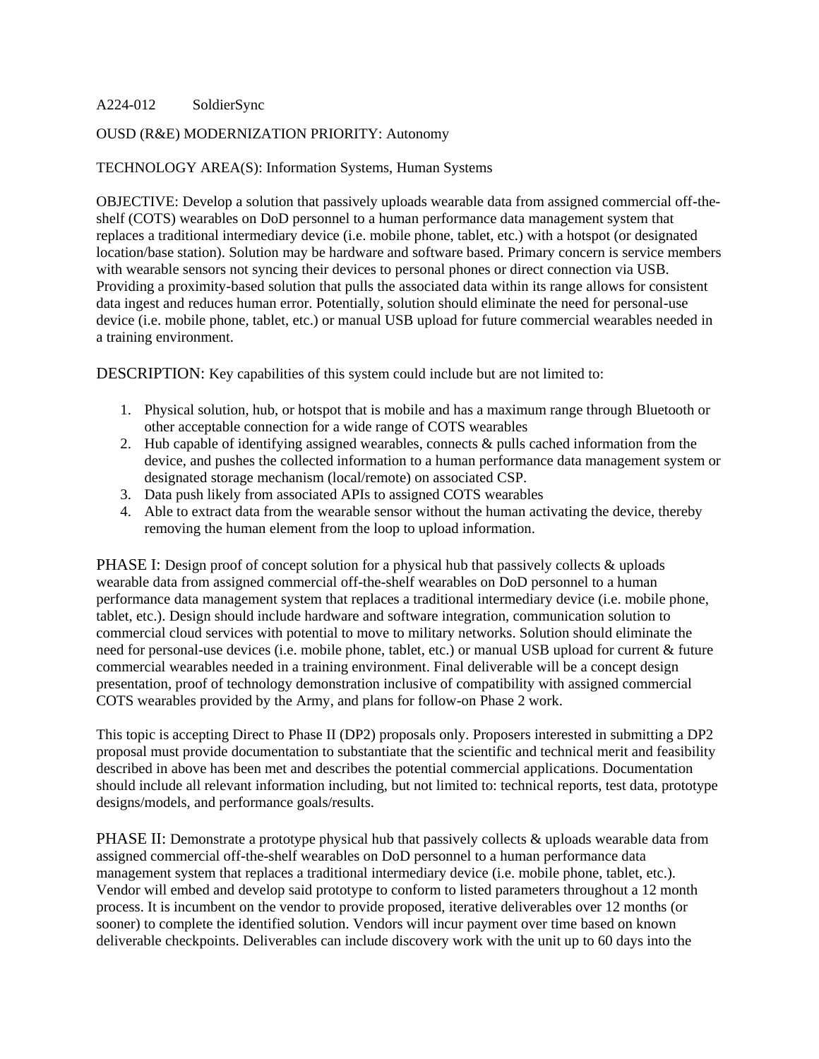A224-012 SoldierSync

OUSD (R&E) MODERNIZATION PRIORITY: Autonomy

TECHNOLOGY AREA(S): Information Systems, Human Systems

OBJECTIVE: Develop a solution that passively uploads wearable data from assigned commercial off-the-shelf (COTS) wearables on DoD personnel to a human performance data management system that replaces a traditional intermediary device (i.e. mobile phone, tablet, etc.) with a hotspot (or designated location/base station). Solution may be hardware and software based. Primary concern is service members with wearable sensors not syncing their devices to personal phones or direct connection via USB. Providing a proximity-based solution that pulls the associated data within its range allows for consistent data ingest and reduces human error. Potentially, solution should eliminate the need for personal-use device (i.e. mobile phone, tablet, etc.) or manual USB upload for future commercial wearables needed in a training environment.

DESCRIPTION: Key capabilities of this system could include but are not limited to:

1. Physical solution, hub, or hotspot that is mobile and has a maximum range through Bluetooth or other acceptable connection for a wide range of COTS wearables
2. Hub capable of identifying assigned wearables, connects & pulls cached information from the device, and pushes the collected information to a human performance data management system or designated storage mechanism (local/remote) on associated CSP.
3. Data push likely from associated APIs to assigned COTS wearables
4. Able to extract data from the wearable sensor without the human activating the device, thereby removing the human element from the loop to upload information.

PHASE I: Design proof of concept solution for a physical hub that passively collects & uploads wearable data from assigned commercial off-the-shelf wearables on DoD personnel to a human performance data management system that replaces a traditional intermediary device (i.e. mobile phone, tablet, etc.). Design should include hardware and software integration, communication solution to commercial cloud services with potential to move to military networks. Solution should eliminate the need for personal-use devices (i.e. mobile phone, tablet, etc.) or manual USB upload for current & future commercial wearables needed in a training environment. Final deliverable will be a concept design presentation, proof of technology demonstration inclusive of compatibility with assigned commercial COTS wearables provided by the Army, and plans for follow-on Phase 2 work.

This topic is accepting Direct to Phase II (DP2) proposals only. Proposers interested in submitting a DP2 proposal must provide documentation to substantiate that the scientific and technical merit and feasibility described in above has been met and describes the potential commercial applications. Documentation should include all relevant information including, but not limited to: technical reports, test data, prototype designs/models, and performance goals/results.

PHASE II: Demonstrate a prototype physical hub that passively collects & uploads wearable data from assigned commercial off-the-shelf wearables on DoD personnel to a human performance data management system that replaces a traditional intermediary device (i.e. mobile phone, tablet, etc.). Vendor will embed and develop said prototype to conform to listed parameters throughout a 12 month process. It is incumbent on the vendor to provide proposed, iterative deliverables over 12 months (or sooner) to complete the identified solution. Vendors will incur payment over time based on known deliverable checkpoints. Deliverables can include discovery work with the unit up to 60 days into the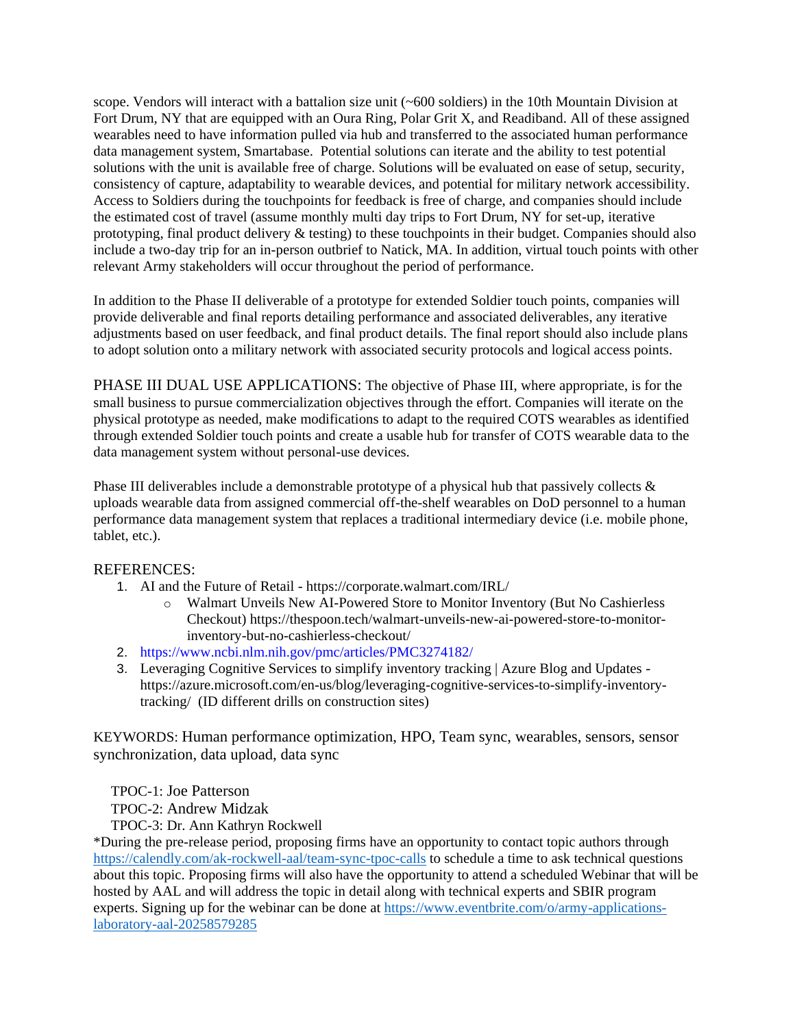scope. Vendors will interact with a battalion size unit (~600 soldiers) in the 10th Mountain Division at Fort Drum, NY that are equipped with an Oura Ring, Polar Grit X, and Readiband. All of these assigned wearables need to have information pulled via hub and transferred to the associated human performance data management system, Smartabase. Potential solutions can iterate and the ability to test potential solutions with the unit is available free of charge. Solutions will be evaluated on ease of setup, security, consistency of capture, adaptability to wearable devices, and potential for military network accessibility. Access to Soldiers during the touchpoints for feedback is free of charge, and companies should include the estimated cost of travel (assume monthly multi day trips to Fort Drum, NY for set-up, iterative prototyping, final product delivery & testing) to these touchpoints in their budget. Companies should also include a two-day trip for an in-person outbrief to Natick, MA. In addition, virtual touch points with other relevant Army stakeholders will occur throughout the period of performance.

In addition to the Phase II deliverable of a prototype for extended Soldier touch points, companies will provide deliverable and final reports detailing performance and associated deliverables, any iterative adjustments based on user feedback, and final product details. The final report should also include plans to adopt solution onto a military network with associated security protocols and logical access points.

PHASE III DUAL USE APPLICATIONS: The objective of Phase III, where appropriate, is for the small business to pursue commercialization objectives through the effort. Companies will iterate on the physical prototype as needed, make modifications to adapt to the required COTS wearables as identified through extended Soldier touch points and create a usable hub for transfer of COTS wearable data to the data management system without personal-use devices.

Phase III deliverables include a demonstrable prototype of a physical hub that passively collects & uploads wearable data from assigned commercial off-the-shelf wearables on DoD personnel to a human performance data management system that replaces a traditional intermediary device (i.e. mobile phone, tablet, etc.).

REFERENCES:

1. AI and the Future of Retail - https://corporate.walmart.com/IRL/
   - Walmart Unveils New AI-Powered Store to Monitor Inventory (But No Cashierless Checkout) https://thespoon.tech/walmart-unveils-new-ai-powered-store-to-monitor-inventory-but-no-cashierless-checkout/
2. https://www.ncbi.nlm.nih.gov/pmc/articles/PMC3274182/
3. Leveraging Cognitive Services to simplify inventory tracking | Azure Blog and Updates - https://azure.microsoft.com/en-us/blog/leveraging-cognitive-services-to-simplify-inventory-tracking/ (ID different drills on construction sites)

KEYWORDS: Human performance optimization, HPO, Team sync, wearables, sensors, sensor synchronization, data upload, data sync

TPOC-1: Joe Patterson
TPOC-2: Andrew Midzak
TPOC-3: Dr. Ann Kathryn Rockwell

*During the pre-release period, proposing firms have an opportunity to contact topic authors through https://calendly.com/ak-rockwell-aal/team-sync-tpoc-calls to schedule a time to ask technical questions about this topic. Proposing firms will also have the opportunity to attend a scheduled Webinar that will be hosted by AAL and will address the topic in detail along with technical experts and SBIR program experts. Signing up for the webinar can be done at https://www.eventbrite.com/o/army-applications-laboratory-aal-20258579285